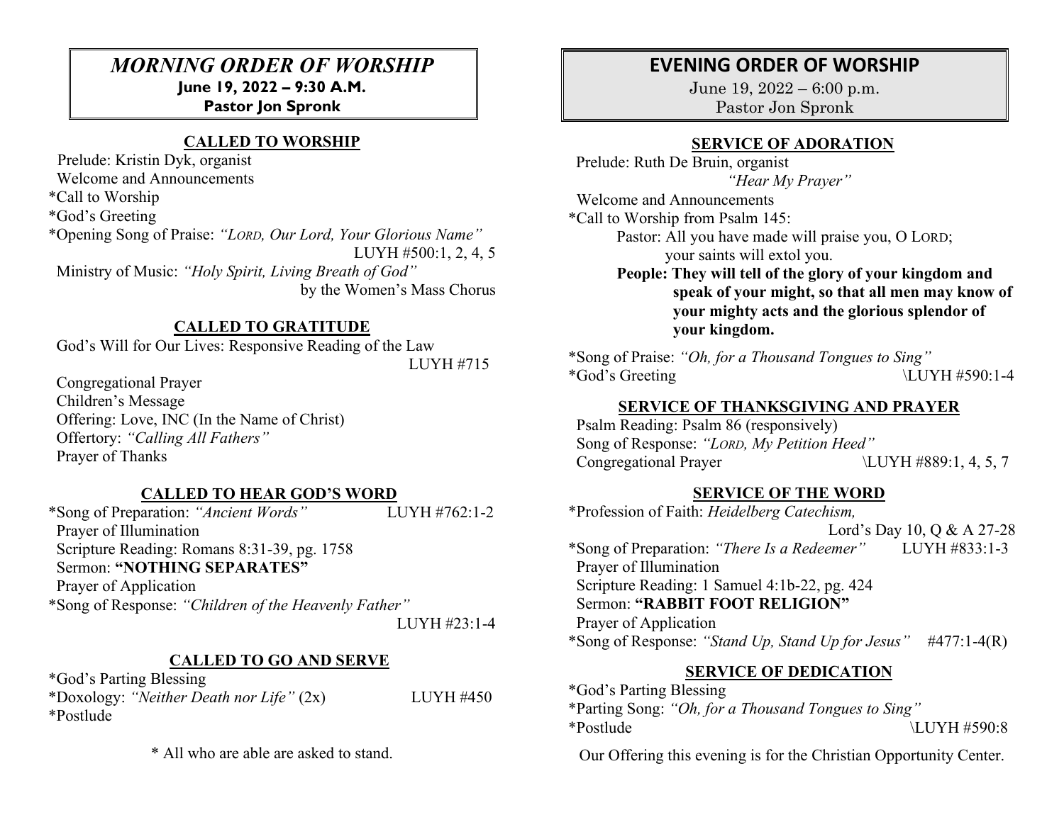# *MORNING ORDER OF WORSHIP*

**June 19, 2022 – 9:30 A.M.**
**Pastor Jon Spronk**

## CALLED TO WORSHIP

Prelude: Kristin Dyk, organist
Welcome and Announcements
*Call to Worship
*God's Greeting
*Opening Song of Praise: *"LORD, Our Lord, Your Glorious Name"* LUYH #500:1, 2, 4, 5
Ministry of Music: *"Holy Spirit, Living Breath of God"* by the Women's Mass Chorus

## CALLED TO GRATITUDE

God's Will for Our Lives: Responsive Reading of the Law LUYH #715
Congregational Prayer
Children's Message
Offering: Love, INC (In the Name of Christ)
Offertory: *"Calling All Fathers"*
Prayer of Thanks

## CALLED TO HEAR GOD'S WORD

*Song of Preparation: *"Ancient Words"* LUYH #762:1-2
Prayer of Illumination
Scripture Reading: Romans 8:31-39, pg. 1758
Sermon: **"NOTHING SEPARATES"**
Prayer of Application
*Song of Response: *"Children of the Heavenly Father"* LUYH #23:1-4

## CALLED TO GO AND SERVE

*God's Parting Blessing
*Doxology: *"Neither Death nor Life"* (2x) LUYH #450
*Postlude

\* All who are able are asked to stand.

# EVENING ORDER OF WORSHIP

June 19, 2022 – 6:00 p.m.
Pastor Jon Spronk

## SERVICE OF ADORATION

Prelude: Ruth De Bruin, organist
*"Hear My Prayer"*
Welcome and Announcements
*Call to Worship from Psalm 145:

Pastor: All you have made will praise you, O LORD; your saints will extol you.

**People: They will tell of the glory of your kingdom and speak of your might, so that all men may know of your mighty acts and the glorious splendor of your kingdom.**

*Song of Praise: *"Oh, for a Thousand Tongues to Sing"*
*God's Greeting \LUYH #590:1-4

## SERVICE OF THANKSGIVING AND PRAYER

Psalm Reading: Psalm 86 (responsively)
Song of Response: *"LORD, My Petition Heed"*
Congregational Prayer \LUYH #889:1, 4, 5, 7

## SERVICE OF THE WORD

*Profession of Faith: *Heidelberg Catechism,* Lord's Day 10, Q & A 27-28
*Song of Preparation: *"There Is a Redeemer"* LUYH #833:1-3
Prayer of Illumination
Scripture Reading: 1 Samuel 4:1b-22, pg. 424
Sermon: **"RABBIT FOOT RELIGION"**
Prayer of Application
*Song of Response: *"Stand Up, Stand Up for Jesus"* #477:1-4(R)

## SERVICE OF DEDICATION

*God's Parting Blessing
*Parting Song: *"Oh, for a Thousand Tongues to Sing"*
*Postlude \LUYH #590:8

Our Offering this evening is for the Christian Opportunity Center.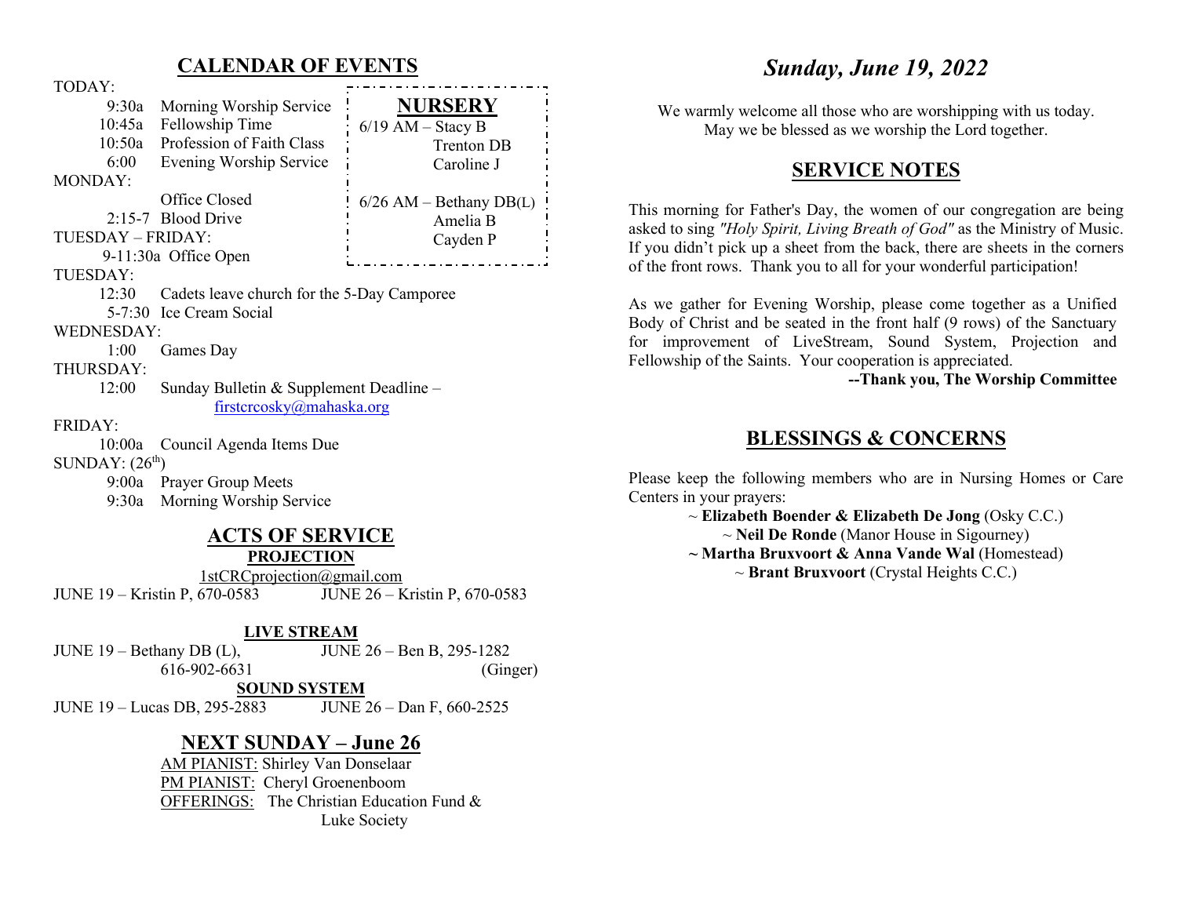## CALENDAR OF EVENTS

TODAY:

- 9:30a Morning Worship Service
- 10:45a Fellowship Time
- 10:50a Profession of Faith Class
- 6:00 Evening Worship Service

MONDAY:

- Office Closed
- 2:15-7 Blood Drive

TUESDAY – FRIDAY:

- 9-11:30a Office Open

TUESDAY:

- 12:30 Cadets leave church for the 5-Day Camporee
- 5-7:30 Ice Cream Social

WEDNESDAY:

- 1:00 Games Day

THURSDAY:

- 12:00 Sunday Bulletin & Supplement Deadline – firstcrcosky@mahaska.org

FRIDAY:

- 10:00a Council Agenda Items Due

SUNDAY: (26th)

- 9:00a Prayer Group Meets
- 9:30a Morning Worship Service

### NURSERY

6/19 AM – Stacy B, Trenton DB, Caroline J

6/26 AM – Bethany DB(L), Amelia B, Cayden P

## ACTS OF SERVICE

### PROJECTION

1stCRCprojection@gmail.com

JUNE 19 – Kristin P, 670-0583 | JUNE 26 – Kristin P, 670-0583

### LIVE STREAM

JUNE 19 – Bethany DB (L), 616-902-6631 | JUNE 26 – Ben B, 295-1282 (Ginger)

### SOUND SYSTEM

JUNE 19 – Lucas DB, 295-2883 | JUNE 26 – Dan F, 660-2525

## NEXT SUNDAY – June 26

AM PIANIST: Shirley Van Donselaar
PM PIANIST: Cheryl Groenenboom
OFFERINGS: The Christian Education Fund & Luke Society

# *Sunday, June 19, 2022*

We warmly welcome all those who are worshipping with us today. May we be blessed as we worship the Lord together.

## SERVICE NOTES

This morning for Father's Day, the women of our congregation are being asked to sing *"Holy Spirit, Living Breath of God"* as the Ministry of Music. If you didn't pick up a sheet from the back, there are sheets in the corners of the front rows. Thank you to all for your wonderful participation!

As we gather for Evening Worship, please come together as a Unified Body of Christ and be seated in the front half (9 rows) of the Sanctuary for improvement of LiveStream, Sound System, Projection and Fellowship of the Saints. Your cooperation is appreciated.

**--Thank you, The Worship Committee**

## BLESSINGS & CONCERNS

Please keep the following members who are in Nursing Homes or Care Centers in your prayers:

~ **Elizabeth Boender & Elizabeth De Jong** (Osky C.C.)
~ **Neil De Ronde** (Manor House in Sigourney)
~ **Martha Bruxvoort & Anna Vande Wal** (Homestead)
~ **Brant Bruxvoort** (Crystal Heights C.C.)